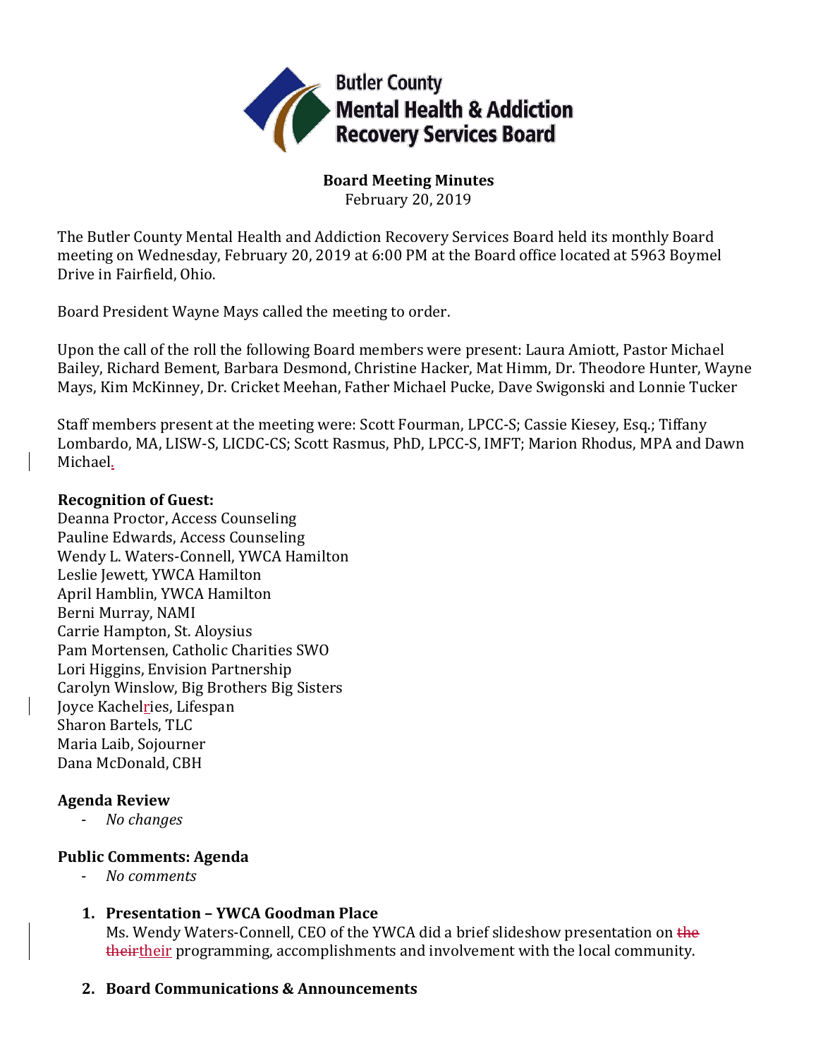**Butler County Mental Health & Addiction Recovery Services Board**

# Board Meeting Minutes

February 20, 2019

The Butler County Mental Health and Addiction Recovery Services Board held its monthly Board meeting on Wednesday, February 20, 2019 at 6:00 PM at the Board office located at 5963 Boymel Drive in Fairfield, Ohio.

Board President Wayne Mays called the meeting to order.

Upon the call of the roll the following Board members were present: Laura Amiott, Pastor Michael Bailey, Richard Bement, Barbara Desmond, Christine Hacker, Mat Himm, Dr. Theodore Hunter, Wayne Mays, Kim McKinney, Dr. Cricket Meehan, Father Michael Pucke, Dave Swigonski and Lonnie Tucker

Staff members present at the meeting were: Scott Fourman, LPCC-S; Cassie Kiesey, Esq.; Tiffany Lombardo, MA, LISW-S, LICDC-CS; Scott Rasmus, PhD, LPCC-S, IMFT; Marion Rhodus, MPA and Dawn Michael.

**Recognition of Guest:**

Deanna Proctor, Access Counseling
Pauline Edwards, Access Counseling
Wendy L. Waters-Connell, YWCA Hamilton
Leslie Jewett, YWCA Hamilton
April Hamblin, YWCA Hamilton
Berni Murray, NAMI
Carrie Hampton, St. Aloysius
Pam Mortensen, Catholic Charities SWO
Lori Higgins, Envision Partnership
Carolyn Winslow, Big Brothers Big Sisters
Joyce Kachelries, Lifespan
Sharon Bartels, TLC
Maria Laib, Sojourner
Dana McDonald, CBH

## Agenda Review

- *No changes*

## Public Comments: Agenda

- *No comments*

1. **Presentation – YWCA Goodman Place**
   Ms. Wendy Waters-Connell, CEO of the YWCA did a brief slideshow presentation on ~~the theirtheir~~ their programming, accomplishments and involvement with the local community.

2. **Board Communications & Announcements**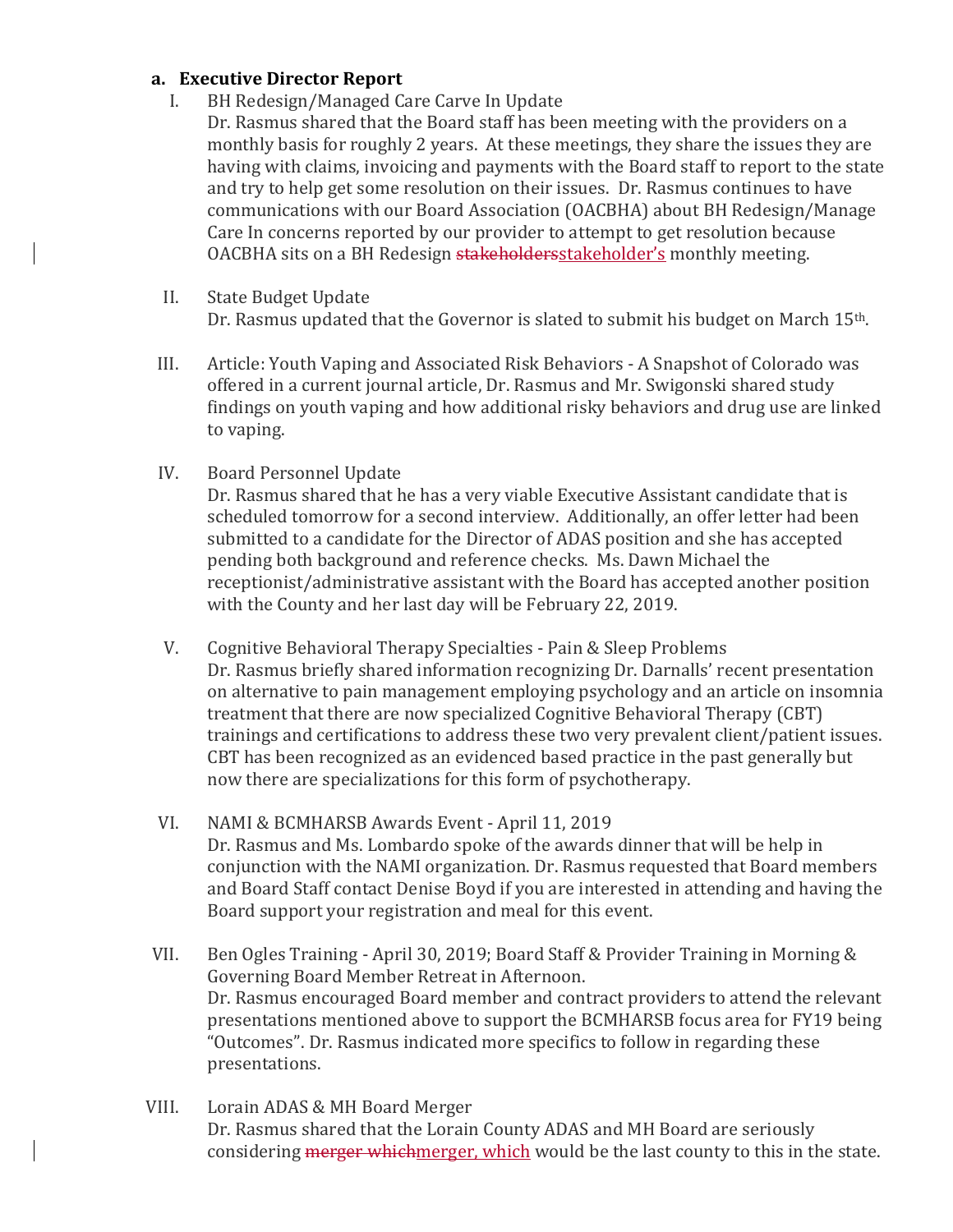**a. Executive Director Report**

I. BH Redesign/Managed Care Carve In Update
Dr. Rasmus shared that the Board staff has been meeting with the providers on a monthly basis for roughly 2 years. At these meetings, they share the issues they are having with claims, invoicing and payments with the Board staff to report to the state and try to help get some resolution on their issues. Dr. Rasmus continues to have communications with our Board Association (OACBHA) about BH Redesign/Manage Care In concerns reported by our provider to attempt to get resolution because OACBHA sits on a BH Redesign ~~stakeholders~~stakeholder's monthly meeting.

II. State Budget Update
Dr. Rasmus updated that the Governor is slated to submit his budget on March 15th.

III. Article: Youth Vaping and Associated Risk Behaviors - A Snapshot of Colorado was offered in a current journal article, Dr. Rasmus and Mr. Swigonski shared study findings on youth vaping and how additional risky behaviors and drug use are linked to vaping.

IV. Board Personnel Update
Dr. Rasmus shared that he has a very viable Executive Assistant candidate that is scheduled tomorrow for a second interview. Additionally, an offer letter had been submitted to a candidate for the Director of ADAS position and she has accepted pending both background and reference checks. Ms. Dawn Michael the receptionist/administrative assistant with the Board has accepted another position with the County and her last day will be February 22, 2019.

V. Cognitive Behavioral Therapy Specialties - Pain & Sleep Problems
Dr. Rasmus briefly shared information recognizing Dr. Darnalls' recent presentation on alternative to pain management employing psychology and an article on insomnia treatment that there are now specialized Cognitive Behavioral Therapy (CBT) trainings and certifications to address these two very prevalent client/patient issues. CBT has been recognized as an evidenced based practice in the past generally but now there are specializations for this form of psychotherapy.

VI. NAMI & BCMHARSB Awards Event - April 11, 2019
Dr. Rasmus and Ms. Lombardo spoke of the awards dinner that will be help in conjunction with the NAMI organization. Dr. Rasmus requested that Board members and Board Staff contact Denise Boyd if you are interested in attending and having the Board support your registration and meal for this event.

VII. Ben Ogles Training - April 30, 2019; Board Staff & Provider Training in Morning & Governing Board Member Retreat in Afternoon.
Dr. Rasmus encouraged Board member and contract providers to attend the relevant presentations mentioned above to support the BCMHARSB focus area for FY19 being "Outcomes". Dr. Rasmus indicated more specifics to follow in regarding these presentations.

VIII. Lorain ADAS & MH Board Merger
Dr. Rasmus shared that the Lorain County ADAS and MH Board are seriously considering ~~merger which~~merger, which would be the last county to this in the state.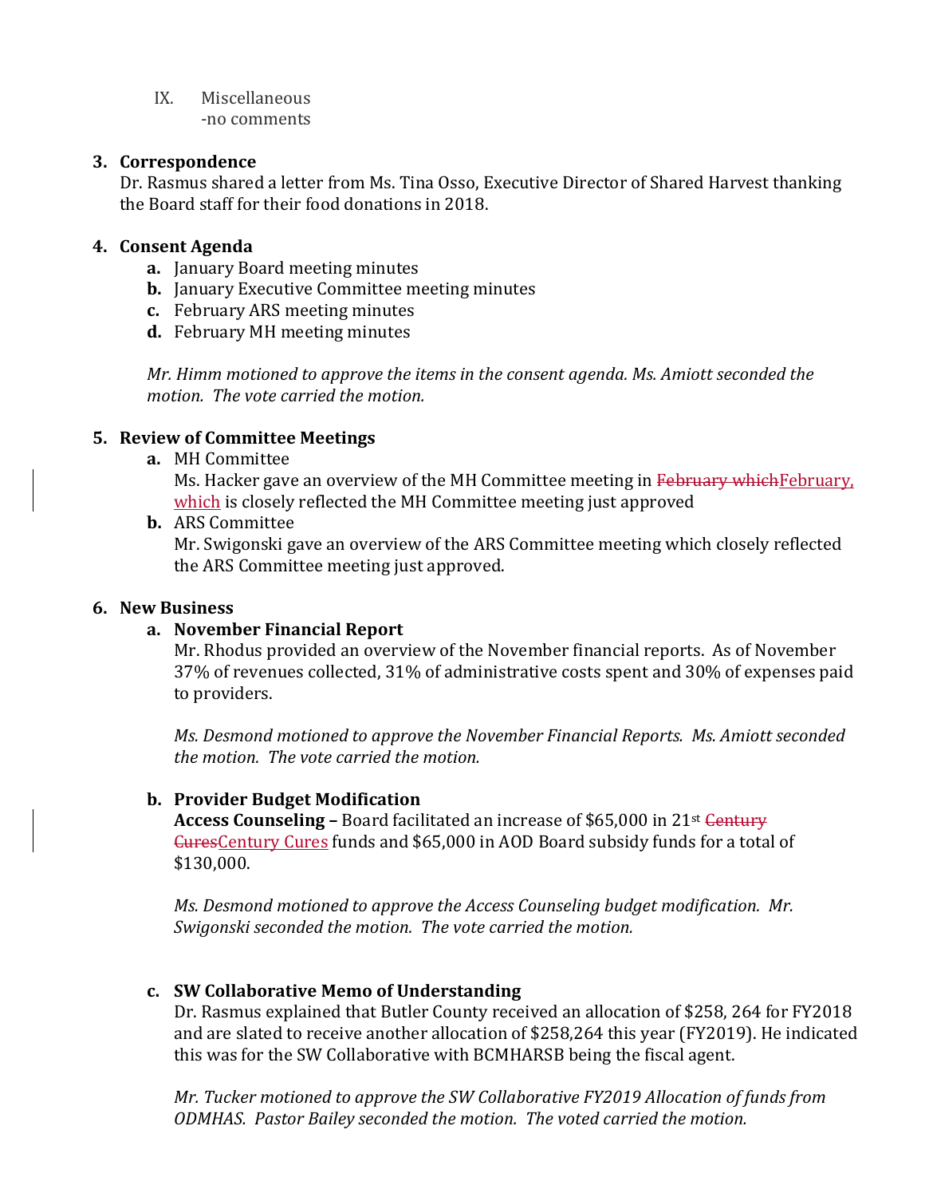IX. Miscellaneous
 -no comments

**3. Correspondence**

Dr. Rasmus shared a letter from Ms. Tina Osso, Executive Director of Shared Harvest thanking the Board staff for their food donations in 2018.

**4. Consent Agenda**

- **a.** January Board meeting minutes
- **b.** January Executive Committee meeting minutes
- **c.** February ARS meeting minutes
- **d.** February MH meeting minutes

*Mr. Himm motioned to approve the items in the consent agenda. Ms. Amiott seconded the motion. The vote carried the motion.*

**5. Review of Committee Meetings**

- **a.** MH Committee
  Ms. Hacker gave an overview of the MH Committee meeting in ~~February which~~February, which is closely reflected the MH Committee meeting just approved
- **b.** ARS Committee
  Mr. Swigonski gave an overview of the ARS Committee meeting which closely reflected the ARS Committee meeting just approved.

**6. New Business**

**a. November Financial Report**

Mr. Rhodus provided an overview of the November financial reports. As of November 37% of revenues collected, 31% of administrative costs spent and 30% of expenses paid to providers.

*Ms. Desmond motioned to approve the November Financial Reports. Ms. Amiott seconded the motion. The vote carried the motion.*

**b. Provider Budget Modification**

**Access Counseling –** Board facilitated an increase of $65,000 in 21st ~~Century Cures~~Century Cures funds and $65,000 in AOD Board subsidy funds for a total of $130,000.

*Ms. Desmond motioned to approve the Access Counseling budget modification. Mr. Swigonski seconded the motion. The vote carried the motion.*

**c. SW Collaborative Memo of Understanding**

Dr. Rasmus explained that Butler County received an allocation of $258, 264 for FY2018 and are slated to receive another allocation of $258,264 this year (FY2019). He indicated this was for the SW Collaborative with BCMHARSB being the fiscal agent.

*Mr. Tucker motioned to approve the SW Collaborative FY2019 Allocation of funds from ODMHAS. Pastor Bailey seconded the motion. The voted carried the motion.*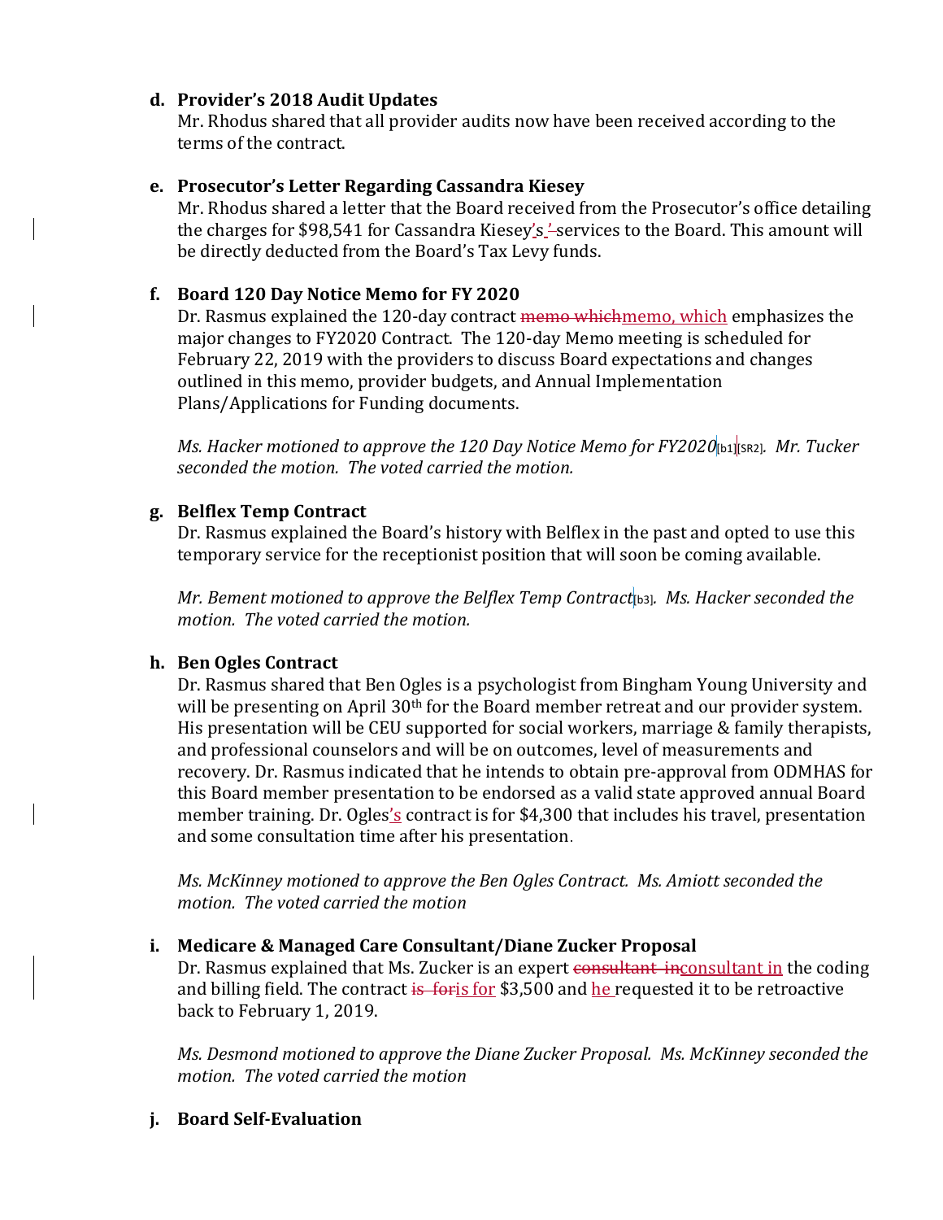d. **Provider's 2018 Audit Updates**
   Mr. Rhodus shared that all provider audits now have been received according to the terms of the contract.

e. **Prosecutor's Letter Regarding Cassandra Kiesey**
   Mr. Rhodus shared a letter that the Board received from the Prosecutor's office detailing the charges for $98,541 for Cassandra Kiesey's services to the Board. This amount will be directly deducted from the Board's Tax Levy funds.

f. **Board 120 Day Notice Memo for FY 2020**
   Dr. Rasmus explained the 120-day contract memo, which emphasizes the major changes to FY2020 Contract. The 120-day Memo meeting is scheduled for February 22, 2019 with the providers to discuss Board expectations and changes outlined in this memo, provider budgets, and Annual Implementation Plans/Applications for Funding documents.

   *Ms. Hacker motioned to approve the 120 Day Notice Memo for FY2020. Mr. Tucker seconded the motion. The voted carried the motion.*

g. **Belflex Temp Contract**
   Dr. Rasmus explained the Board's history with Belflex in the past and opted to use this temporary service for the receptionist position that will soon be coming available.

   *Mr. Bement motioned to approve the Belflex Temp Contract. Ms. Hacker seconded the motion. The voted carried the motion.*

h. **Ben Ogles Contract**
   Dr. Rasmus shared that Ben Ogles is a psychologist from Bingham Young University and will be presenting on April 30th for the Board member retreat and our provider system. His presentation will be CEU supported for social workers, marriage & family therapists, and professional counselors and will be on outcomes, level of measurements and recovery. Dr. Rasmus indicated that he intends to obtain pre-approval from ODMHAS for this Board member presentation to be endorsed as a valid state approved annual Board member training. Dr. Ogles's contract is for $4,300 that includes his travel, presentation and some consultation time after his presentation.

   *Ms. McKinney motioned to approve the Ben Ogles Contract. Ms. Amiott seconded the motion. The voted carried the motion*

i. **Medicare & Managed Care Consultant/Diane Zucker Proposal**
   Dr. Rasmus explained that Ms. Zucker is an expert consultant in the coding and billing field. The contract is for $3,500 and he requested it to be retroactive back to February 1, 2019.

   *Ms. Desmond motioned to approve the Diane Zucker Proposal. Ms. McKinney seconded the motion. The voted carried the motion*

j. **Board Self-Evaluation**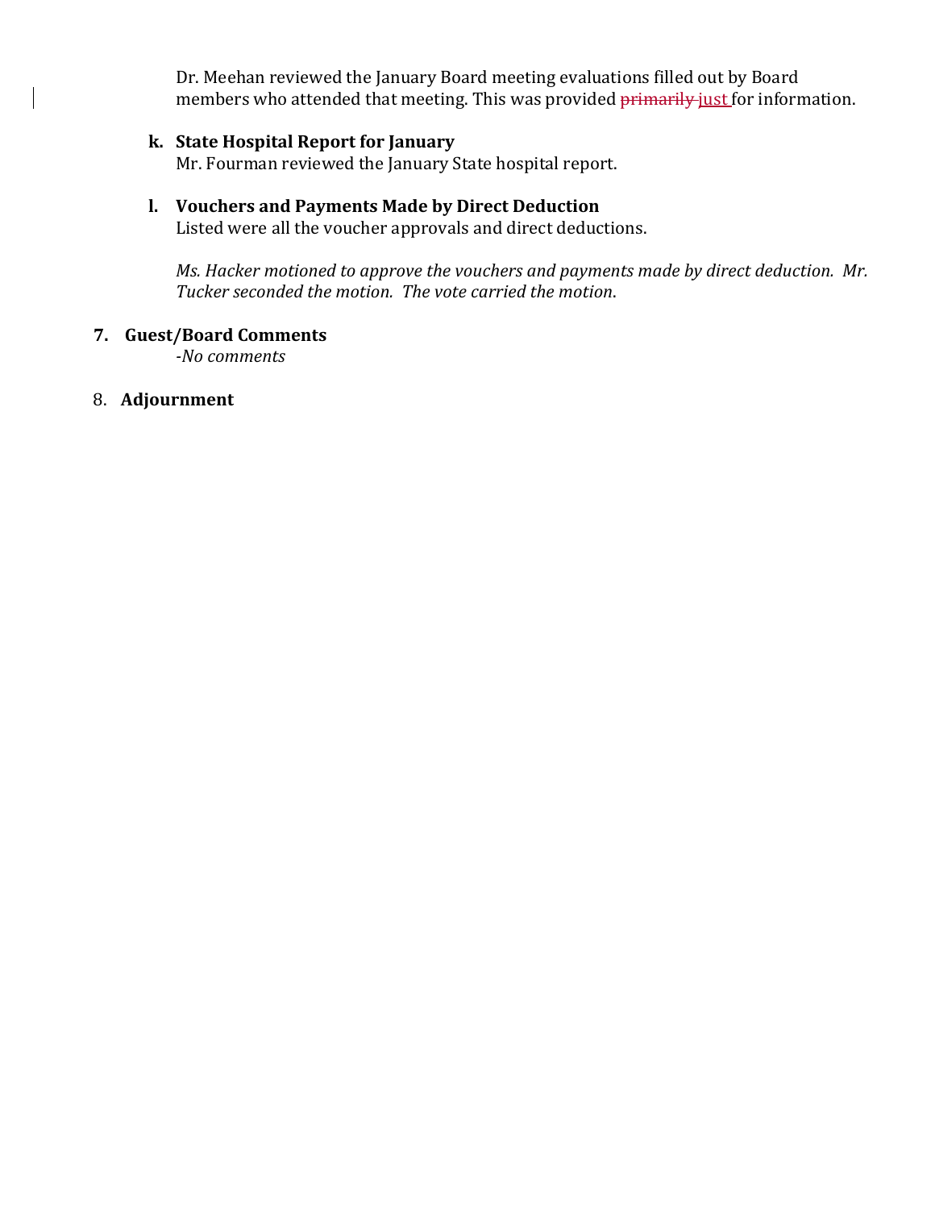Dr. Meehan reviewed the January Board meeting evaluations filled out by Board members who attended that meeting. This was provided ~~primarily~~ just for information.

**k. State Hospital Report for January**

Mr. Fourman reviewed the January State hospital report.

**l. Vouchers and Payments Made by Direct Deduction**

Listed were all the voucher approvals and direct deductions.

*Ms. Hacker motioned to approve the vouchers and payments made by direct deduction. Mr. Tucker seconded the motion. The vote carried the motion.*

**7. Guest/Board Comments**

*-No comments*

8. **Adjournment**